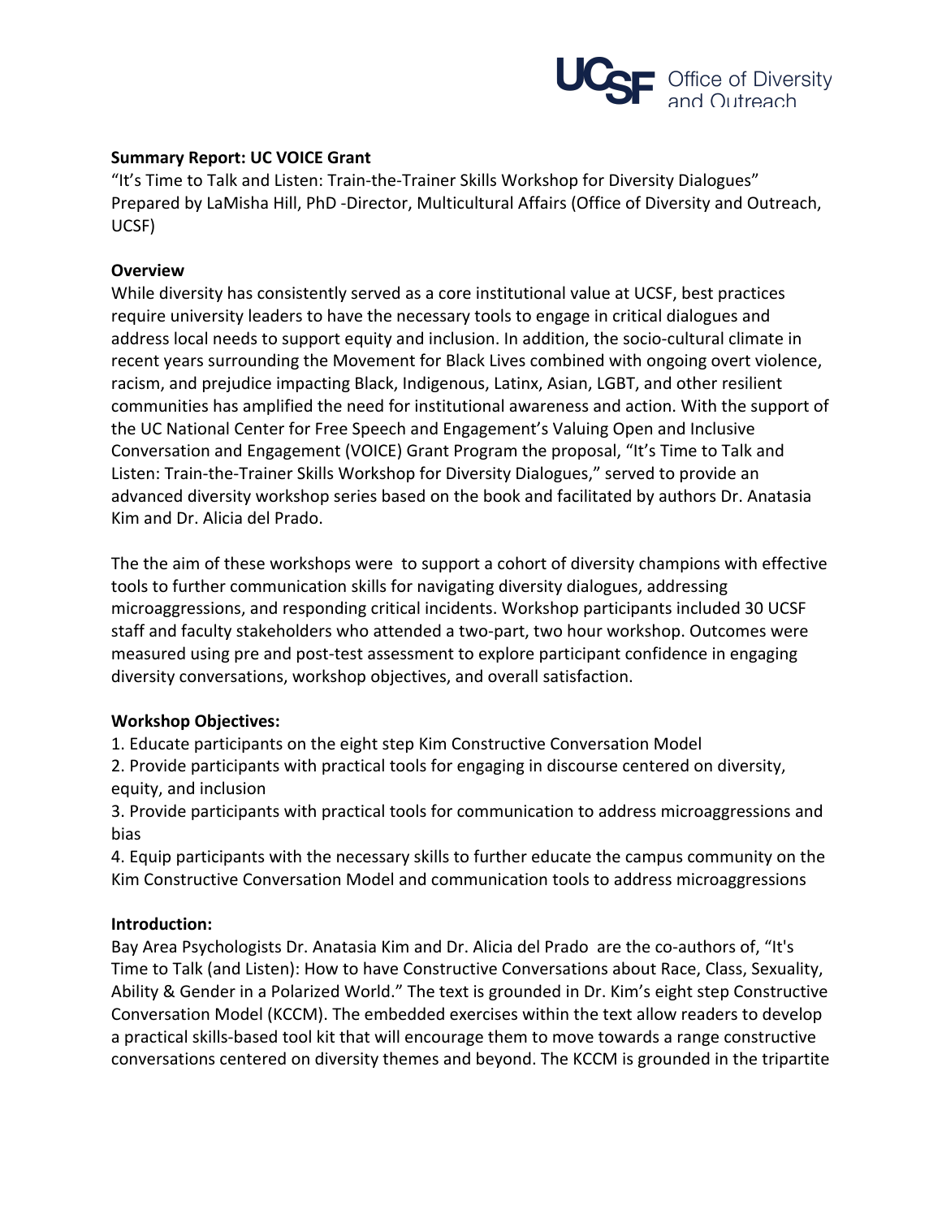UCSF Office of Diversity and Outreach

**Summary Report: UC VOICE Grant**

"It's Time to Talk and Listen: Train-the-Trainer Skills Workshop for Diversity Dialogues"
Prepared by LaMisha Hill, PhD -Director, Multicultural Affairs (Office of Diversity and Outreach, UCSF)

**Overview**

While diversity has consistently served as a core institutional value at UCSF, best practices require university leaders to have the necessary tools to engage in critical dialogues and address local needs to support equity and inclusion. In addition, the socio-cultural climate in recent years surrounding the Movement for Black Lives combined with ongoing overt violence, racism, and prejudice impacting Black, Indigenous, Latinx, Asian, LGBT, and other resilient communities has amplified the need for institutional awareness and action. With the support of the UC National Center for Free Speech and Engagement's Valuing Open and Inclusive Conversation and Engagement (VOICE) Grant Program the proposal, "It's Time to Talk and Listen: Train-the-Trainer Skills Workshop for Diversity Dialogues," served to provide an advanced diversity workshop series based on the book and facilitated by authors Dr. Anatasia Kim and Dr. Alicia del Prado.

The the aim of these workshops were to support a cohort of diversity champions with effective tools to further communication skills for navigating diversity dialogues, addressing microaggressions, and responding critical incidents. Workshop participants included 30 UCSF staff and faculty stakeholders who attended a two-part, two hour workshop. Outcomes were measured using pre and post-test assessment to explore participant confidence in engaging diversity conversations, workshop objectives, and overall satisfaction.

**Workshop Objectives:**

1. Educate participants on the eight step Kim Constructive Conversation Model
2. Provide participants with practical tools for engaging in discourse centered on diversity, equity, and inclusion
3. Provide participants with practical tools for communication to address microaggressions and bias
4. Equip participants with the necessary skills to further educate the campus community on the Kim Constructive Conversation Model and communication tools to address microaggressions

**Introduction:**

Bay Area Psychologists Dr. Anatasia Kim and Dr. Alicia del Prado are the co-authors of, "It's Time to Talk (and Listen): How to have Constructive Conversations about Race, Class, Sexuality, Ability & Gender in a Polarized World." The text is grounded in Dr. Kim's eight step Constructive Conversation Model (KCCM). The embedded exercises within the text allow readers to develop a practical skills-based tool kit that will encourage them to move towards a range constructive conversations centered on diversity themes and beyond. The KCCM is grounded in the tripartite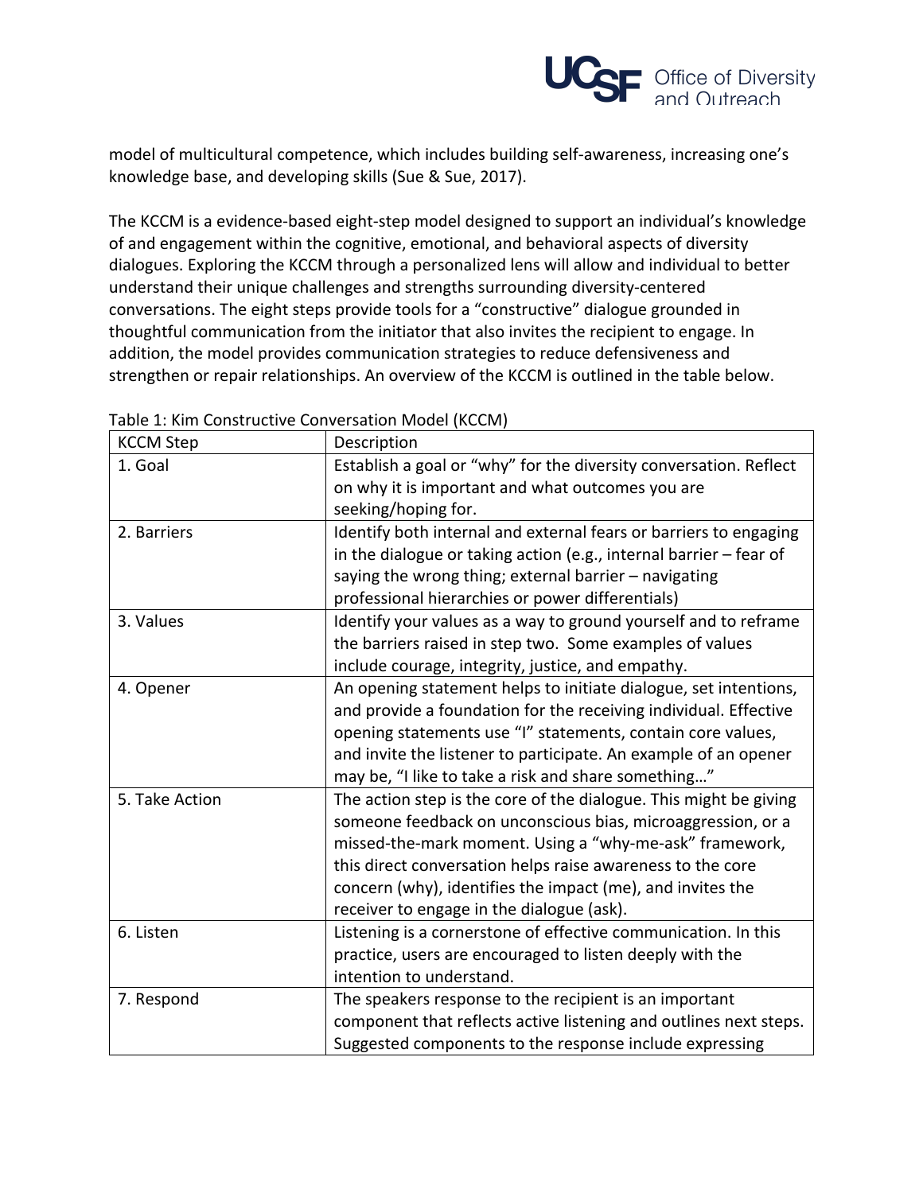model of multicultural competence, which includes building self-awareness, increasing one's knowledge base, and developing skills (Sue & Sue, 2017).

The KCCM is a evidence-based eight-step model designed to support an individual's knowledge of and engagement within the cognitive, emotional, and behavioral aspects of diversity dialogues. Exploring the KCCM through a personalized lens will allow and individual to better understand their unique challenges and strengths surrounding diversity-centered conversations. The eight steps provide tools for a "constructive" dialogue grounded in thoughtful communication from the initiator that also invites the recipient to engage. In addition, the model provides communication strategies to reduce defensiveness and strengthen or repair relationships. An overview of the KCCM is outlined in the table below.

Table 1: Kim Constructive Conversation Model (KCCM)

| KCCM Step | Description |
|---|---|
| 1. Goal | Establish a goal or "why" for the diversity conversation. Reflect on why it is important and what outcomes you are seeking/hoping for. |
| 2. Barriers | Identify both internal and external fears or barriers to engaging in the dialogue or taking action (e.g., internal barrier – fear of saying the wrong thing; external barrier – navigating professional hierarchies or power differentials) |
| 3. Values | Identify your values as a way to ground yourself and to reframe the barriers raised in step two. Some examples of values include courage, integrity, justice, and empathy. |
| 4. Opener | An opening statement helps to initiate dialogue, set intentions, and provide a foundation for the receiving individual. Effective opening statements use "I" statements, contain core values, and invite the listener to participate. An example of an opener may be, "I like to take a risk and share something…" |
| 5. Take Action | The action step is the core of the dialogue. This might be giving someone feedback on unconscious bias, microaggression, or a missed-the-mark moment. Using a "why-me-ask" framework, this direct conversation helps raise awareness to the core concern (why), identifies the impact (me), and invites the receiver to engage in the dialogue (ask). |
| 6. Listen | Listening is a cornerstone of effective communication. In this practice, users are encouraged to listen deeply with the intention to understand. |
| 7. Respond | The speakers response to the recipient is an important component that reflects active listening and outlines next steps. Suggested components to the response include expressing |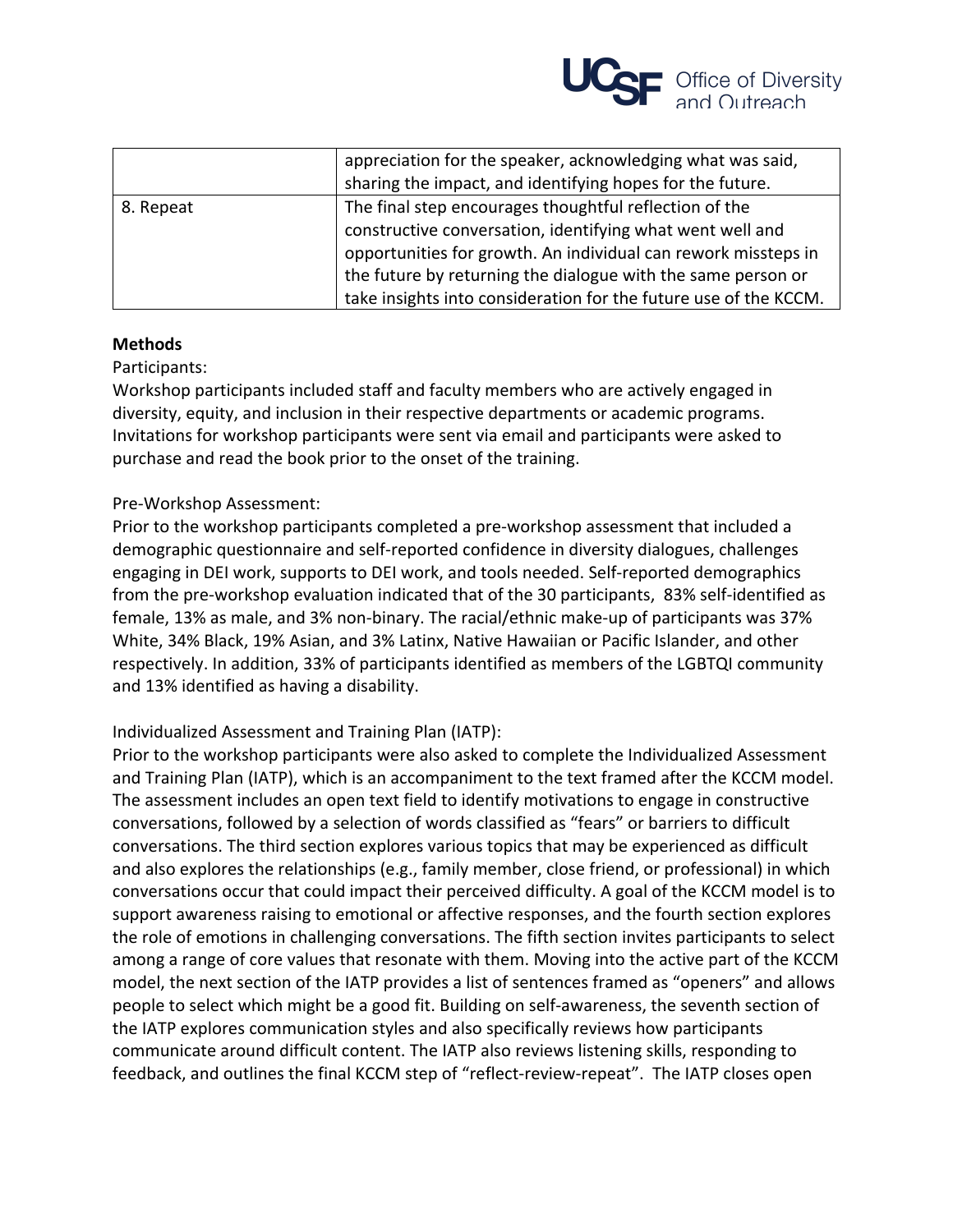| | |
|---|---|
| | appreciation for the speaker, acknowledging what was said, sharing the impact, and identifying hopes for the future. |
| 8. Repeat | The final step encourages thoughtful reflection of the constructive conversation, identifying what went well and opportunities for growth. An individual can rework missteps in the future by returning the dialogue with the same person or take insights into consideration for the future use of the KCCM. |

**Methods**

Participants:

Workshop participants included staff and faculty members who are actively engaged in diversity, equity, and inclusion in their respective departments or academic programs. Invitations for workshop participants were sent via email and participants were asked to purchase and read the book prior to the onset of the training.

Pre-Workshop Assessment:

Prior to the workshop participants completed a pre-workshop assessment that included a demographic questionnaire and self-reported confidence in diversity dialogues, challenges engaging in DEI work, supports to DEI work, and tools needed. Self-reported demographics from the pre-workshop evaluation indicated that of the 30 participants, 83% self-identified as female, 13% as male, and 3% non-binary. The racial/ethnic make-up of participants was 37% White, 34% Black, 19% Asian, and 3% Latinx, Native Hawaiian or Pacific Islander, and other respectively. In addition, 33% of participants identified as members of the LGBTQI community and 13% identified as having a disability.

Individualized Assessment and Training Plan (IATP):

Prior to the workshop participants were also asked to complete the Individualized Assessment and Training Plan (IATP), which is an accompaniment to the text framed after the KCCM model. The assessment includes an open text field to identify motivations to engage in constructive conversations, followed by a selection of words classified as "fears" or barriers to difficult conversations. The third section explores various topics that may be experienced as difficult and also explores the relationships (e.g., family member, close friend, or professional) in which conversations occur that could impact their perceived difficulty. A goal of the KCCM model is to support awareness raising to emotional or affective responses, and the fourth section explores the role of emotions in challenging conversations. The fifth section invites participants to select among a range of core values that resonate with them. Moving into the active part of the KCCM model, the next section of the IATP provides a list of sentences framed as "openers" and allows people to select which might be a good fit. Building on self-awareness, the seventh section of the IATP explores communication styles and also specifically reviews how participants communicate around difficult content. The IATP also reviews listening skills, responding to feedback, and outlines the final KCCM step of "reflect-review-repeat". The IATP closes open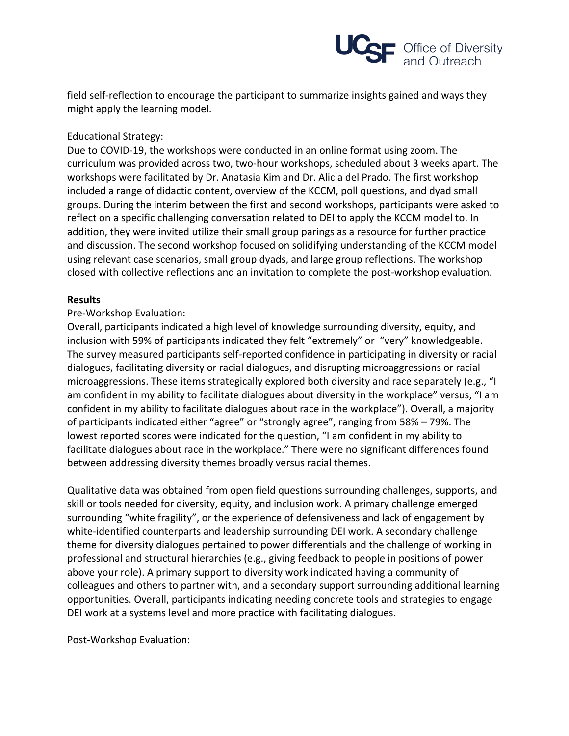field self-reflection to encourage the participant to summarize insights gained and ways they might apply the learning model.

Educational Strategy:
Due to COVID-19, the workshops were conducted in an online format using zoom. The curriculum was provided across two, two-hour workshops, scheduled about 3 weeks apart. The workshops were facilitated by Dr. Anatasia Kim and Dr. Alicia del Prado. The first workshop included a range of didactic content, overview of the KCCM, poll questions, and dyad small groups. During the interim between the first and second workshops, participants were asked to reflect on a specific challenging conversation related to DEI to apply the KCCM model to. In addition, they were invited utilize their small group parings as a resource for further practice and discussion. The second workshop focused on solidifying understanding of the KCCM model using relevant case scenarios, small group dyads, and large group reflections. The workshop closed with collective reflections and an invitation to complete the post-workshop evaluation.

**Results**

Pre-Workshop Evaluation:
Overall, participants indicated a high level of knowledge surrounding diversity, equity, and inclusion with 59% of participants indicated they felt "extremely" or "very" knowledgeable. The survey measured participants self-reported confidence in participating in diversity or racial dialogues, facilitating diversity or racial dialogues, and disrupting microaggressions or racial microaggressions. These items strategically explored both diversity and race separately (e.g., "I am confident in my ability to facilitate dialogues about diversity in the workplace" versus, "I am confident in my ability to facilitate dialogues about race in the workplace"). Overall, a majority of participants indicated either "agree" or "strongly agree", ranging from 58% – 79%. The lowest reported scores were indicated for the question, "I am confident in my ability to facilitate dialogues about race in the workplace." There were no significant differences found between addressing diversity themes broadly versus racial themes.

Qualitative data was obtained from open field questions surrounding challenges, supports, and skill or tools needed for diversity, equity, and inclusion work. A primary challenge emerged surrounding "white fragility", or the experience of defensiveness and lack of engagement by white-identified counterparts and leadership surrounding DEI work. A secondary challenge theme for diversity dialogues pertained to power differentials and the challenge of working in professional and structural hierarchies (e.g., giving feedback to people in positions of power above your role). A primary support to diversity work indicated having a community of colleagues and others to partner with, and a secondary support surrounding additional learning opportunities. Overall, participants indicating needing concrete tools and strategies to engage DEI work at a systems level and more practice with facilitating dialogues.

Post-Workshop Evaluation: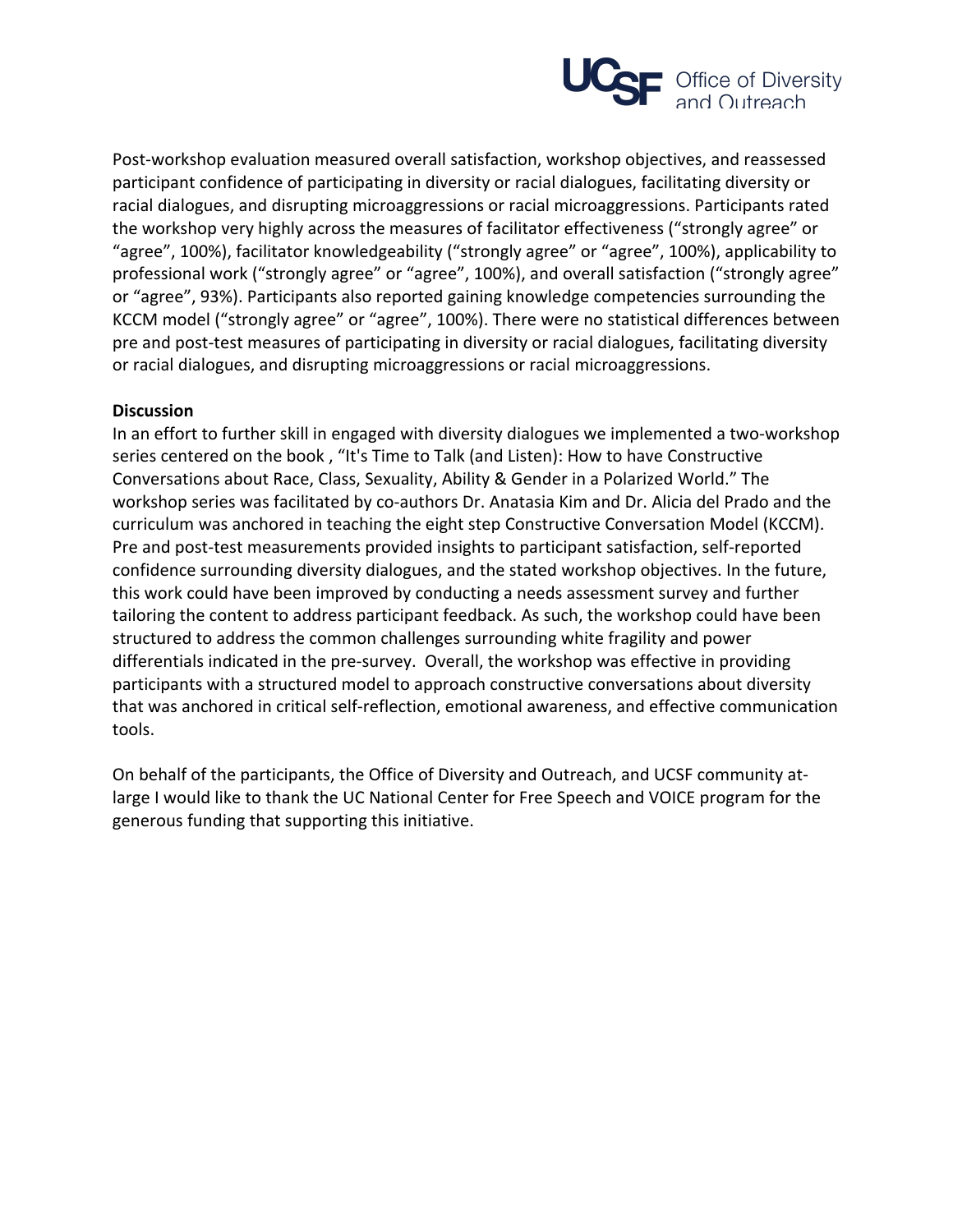Post-workshop evaluation measured overall satisfaction, workshop objectives, and reassessed participant confidence of participating in diversity or racial dialogues, facilitating diversity or racial dialogues, and disrupting microaggressions or racial microaggressions. Participants rated the workshop very highly across the measures of facilitator effectiveness ("strongly agree" or "agree", 100%), facilitator knowledgeability ("strongly agree" or "agree", 100%), applicability to professional work ("strongly agree" or "agree", 100%), and overall satisfaction ("strongly agree" or "agree", 93%). Participants also reported gaining knowledge competencies surrounding the KCCM model ("strongly agree" or "agree", 100%). There were no statistical differences between pre and post-test measures of participating in diversity or racial dialogues, facilitating diversity or racial dialogues, and disrupting microaggressions or racial microaggressions.

**Discussion**

In an effort to further skill in engaged with diversity dialogues we implemented a two-workshop series centered on the book , "It's Time to Talk (and Listen): How to have Constructive Conversations about Race, Class, Sexuality, Ability & Gender in a Polarized World." The workshop series was facilitated by co-authors Dr. Anatasia Kim and Dr. Alicia del Prado and the curriculum was anchored in teaching the eight step Constructive Conversation Model (KCCM). Pre and post-test measurements provided insights to participant satisfaction, self-reported confidence surrounding diversity dialogues, and the stated workshop objectives. In the future, this work could have been improved by conducting a needs assessment survey and further tailoring the content to address participant feedback. As such, the workshop could have been structured to address the common challenges surrounding white fragility and power differentials indicated in the pre-survey. Overall, the workshop was effective in providing participants with a structured model to approach constructive conversations about diversity that was anchored in critical self-reflection, emotional awareness, and effective communication tools.

On behalf of the participants, the Office of Diversity and Outreach, and UCSF community at-large I would like to thank the UC National Center for Free Speech and VOICE program for the generous funding that supporting this initiative.